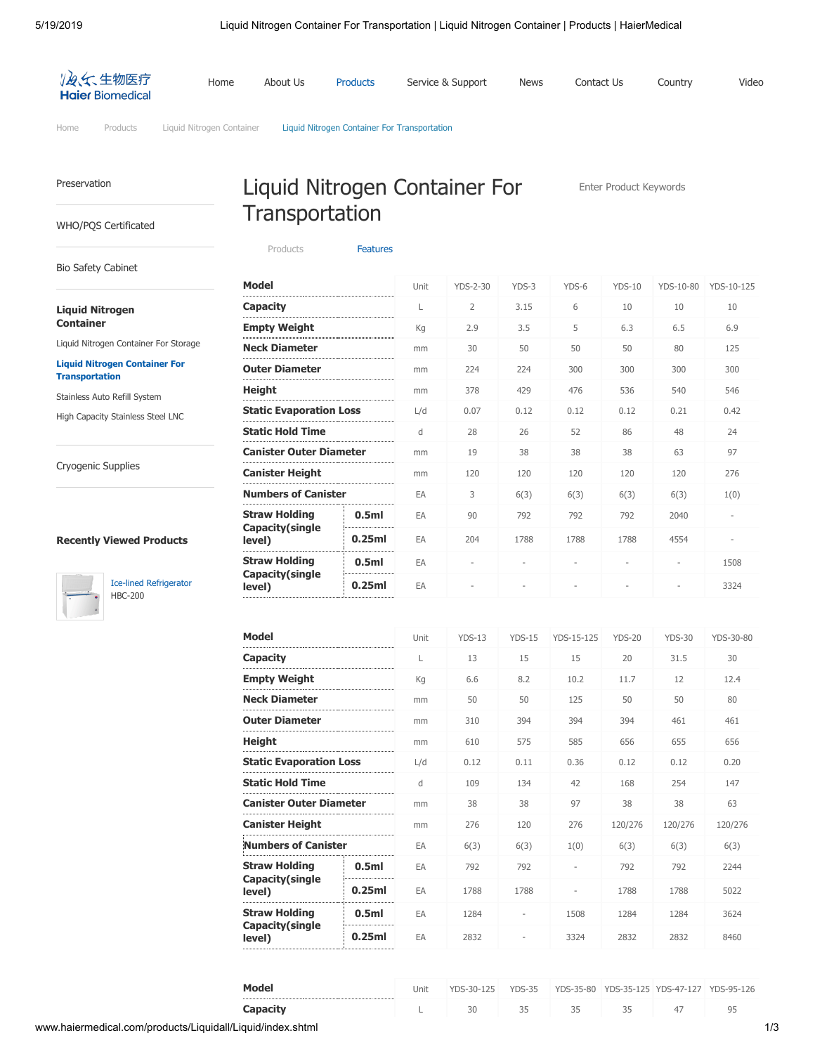Home About Us Products Service & Support News Contact Us Country Video

Home Products Liquid Nitrogen Container Liquid Nitrogen Container For Transportation

- Preservation
- WHO/PQS Certificated
- Bio Safety Cabinet
- **Liquid Nitrogen Container**
  - Liquid Nitrogen Container For Storage
  - **Liquid Nitrogen Container For Transportation**
  - Stainless Auto Refill System
  - High Capacity Stainless Steel LNC
- Cryogenic Supplies

**Recently Viewed Products**

Ice-lined Refrigerator HBC-200

# Liquid Nitrogen Container For Transportation

Enter Product Keywords

Products Features

| Model | | Unit | YDS-2-30 | YDS-3 | YDS-6 | YDS-10 | YDS-10-80 | YDS-10-125 |
|---|---|---|---|---|---|---|---|---|
| Capacity | | L | 2 | 3.15 | 6 | 10 | 10 | 10 |
| Empty Weight | | Kg | 2.9 | 3.5 | 5 | 6.3 | 6.5 | 6.9 |
| Neck Diameter | | mm | 30 | 50 | 50 | 50 | 80 | 125 |
| Outer Diameter | | mm | 224 | 224 | 300 | 300 | 300 | 300 |
| Height | | mm | 378 | 429 | 476 | 536 | 540 | 546 |
| Static Evaporation Loss | | L/d | 0.07 | 0.12 | 0.12 | 0.12 | 0.21 | 0.42 |
| Static Hold Time | | d | 28 | 26 | 52 | 86 | 48 | 24 |
| Canister Outer Diameter | | mm | 19 | 38 | 38 | 38 | 63 | 97 |
| Canister Height | | mm | 120 | 120 | 120 | 120 | 120 | 276 |
| Numbers of Canister | | EA | 3 | 6(3) | 6(3) | 6(3) | 6(3) | 1(0) |
| Straw Holding Capacity(single level) | 0.5ml | EA | 90 | 792 | 792 | 792 | 2040 | - |
| | 0.25ml | EA | 204 | 1788 | 1788 | 1788 | 4554 | - |
| Straw Holding Capacity(single level) | 0.5ml | EA | - | - | - | - | - | 1508 |
| | 0.25ml | EA | - | - | - | - | - | 3324 |

| Model | | Unit | YDS-13 | YDS-15 | YDS-15-125 | YDS-20 | YDS-30 | YDS-30-80 |
|---|---|---|---|---|---|---|---|---|
| Capacity | | L | 13 | 15 | 15 | 20 | 31.5 | 30 |
| Empty Weight | | Kg | 6.6 | 8.2 | 10.2 | 11.7 | 12 | 12.4 |
| Neck Diameter | | mm | 50 | 50 | 125 | 50 | 50 | 80 |
| Outer Diameter | | mm | 310 | 394 | 394 | 394 | 461 | 461 |
| Height | | mm | 610 | 575 | 585 | 656 | 655 | 656 |
| Static Evaporation Loss | | L/d | 0.12 | 0.11 | 0.36 | 0.12 | 0.12 | 0.20 |
| Static Hold Time | | d | 109 | 134 | 42 | 168 | 254 | 147 |
| Canister Outer Diameter | | mm | 38 | 38 | 97 | 38 | 38 | 63 |
| Canister Height | | mm | 276 | 120 | 276 | 120/276 | 120/276 | 120/276 |
| Numbers of Canister | | EA | 6(3) | 6(3) | 1(0) | 6(3) | 6(3) | 6(3) |
| Straw Holding Capacity(single level) | 0.5ml | EA | 792 | 792 | - | 792 | 792 | 2244 |
| | 0.25ml | EA | 1788 | 1788 | - | 1788 | 1788 | 5022 |
| Straw Holding Capacity(single level) | 0.5ml | EA | 1284 | - | 1508 | 1284 | 1284 | 3624 |
| | 0.25ml | EA | 2832 | - | 3324 | 2832 | 2832 | 8460 |

| Model | Unit | YDS-30-125 | YDS-35 | YDS-35-80 | YDS-35-125 | YDS-47-127 | YDS-95-126 |
|---|---|---|---|---|---|---|---|
| Capacity | L | 30 | 35 | 35 | 35 | 47 | 95 |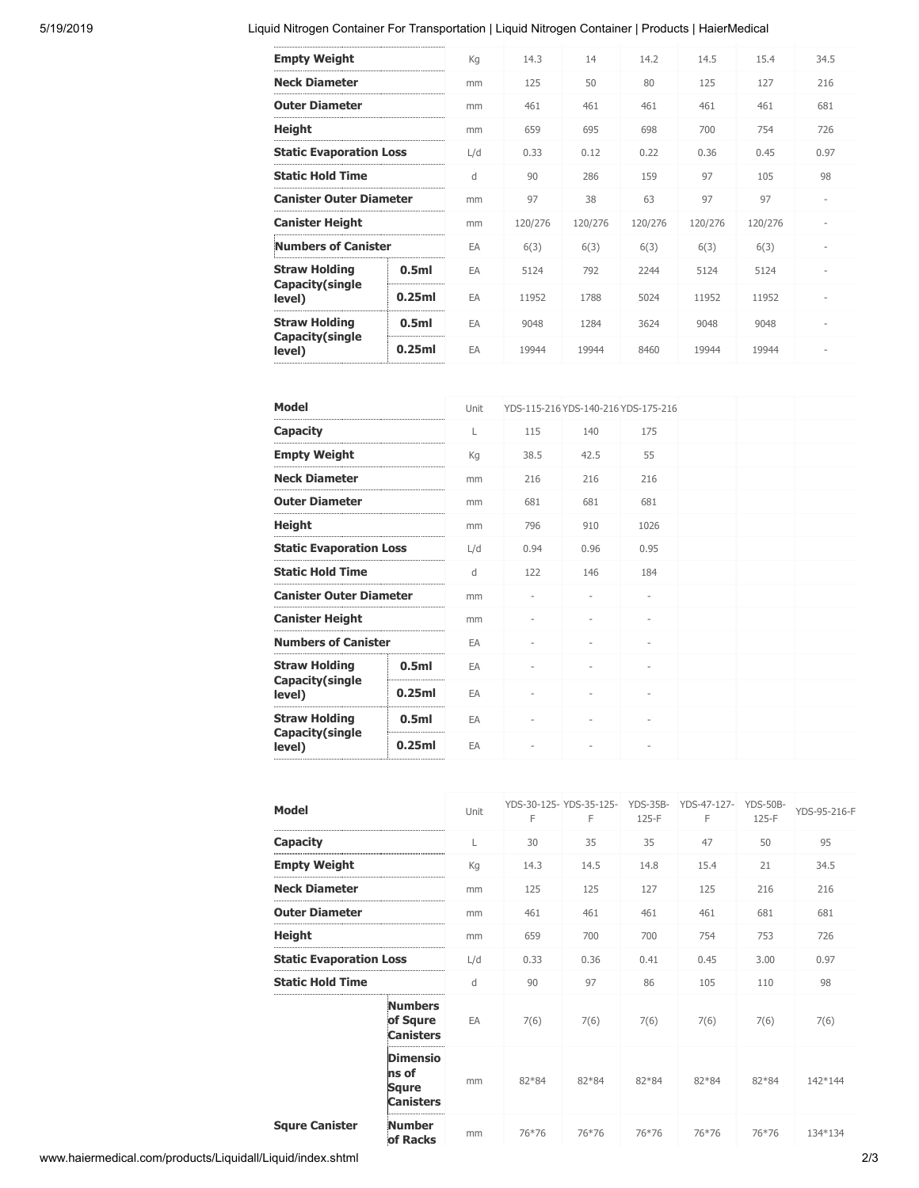| Empty Weight | | Kg | 14.3 | 14 | 14.2 | 14.5 | 15.4 | 34.5 |
|---|---|---|---|---|---|---|---|---|
| Neck Diameter | | mm | 125 | 50 | 80 | 125 | 127 | 216 |
| Outer Diameter | | mm | 461 | 461 | 461 | 461 | 461 | 681 |
| Height | | mm | 659 | 695 | 698 | 700 | 754 | 726 |
| Static Evaporation Loss | | L/d | 0.33 | 0.12 | 0.22 | 0.36 | 0.45 | 0.97 |
| Static Hold Time | | d | 90 | 286 | 159 | 97 | 105 | 98 |
| Canister Outer Diameter | | mm | 97 | 38 | 63 | 97 | 97 | - |
| Canister Height | | mm | 120/276 | 120/276 | 120/276 | 120/276 | 120/276 | - |
| Numbers of Canister | | EA | 6(3) | 6(3) | 6(3) | 6(3) | 6(3) | - |
| Straw Holding Capacity(single level) | 0.5ml | EA | 5124 | 792 | 2244 | 5124 | 5124 | - |
| | 0.25ml | EA | 11952 | 1788 | 5024 | 11952 | 11952 | - |
| Straw Holding Capacity(single level) | 0.5ml | EA | 9048 | 1284 | 3624 | 9048 | 9048 | - |
| | 0.25ml | EA | 19944 | 19944 | 8460 | 19944 | 19944 | - |

| Model | | Unit | YDS-115-216 | YDS-140-216 | YDS-175-216 |
|---|---|---|---|---|---|
| Capacity | | L | 115 | 140 | 175 |
| Empty Weight | | Kg | 38.5 | 42.5 | 55 |
| Neck Diameter | | mm | 216 | 216 | 216 |
| Outer Diameter | | mm | 681 | 681 | 681 |
| Height | | mm | 796 | 910 | 1026 |
| Static Evaporation Loss | | L/d | 0.94 | 0.96 | 0.95 |
| Static Hold Time | | d | 122 | 146 | 184 |
| Canister Outer Diameter | | mm | - | - | - |
| Canister Height | | mm | - | - | - |
| Numbers of Canister | | EA | - | - | - |
| Straw Holding Capacity(single level) | 0.5ml | EA | - | - | - |
| | 0.25ml | EA | - | - | - |
| Straw Holding Capacity(single level) | 0.5ml | EA | - | - | - |
| | 0.25ml | EA | - | - | - |

| Model | | Unit | YDS-30-125-F | YDS-35-125-F | YDS-35B-125-F | YDS-47-127-F | YDS-50B-125-F | YDS-95-216-F |
|---|---|---|---|---|---|---|---|---|
| Capacity | | L | 30 | 35 | 35 | 47 | 50 | 95 |
| Empty Weight | | Kg | 14.3 | 14.5 | 14.8 | 15.4 | 21 | 34.5 |
| Neck Diameter | | mm | 125 | 125 | 127 | 125 | 216 | 216 |
| Outer Diameter | | mm | 461 | 461 | 461 | 461 | 681 | 681 |
| Height | | mm | 659 | 700 | 700 | 754 | 753 | 726 |
| Static Evaporation Loss | | L/d | 0.33 | 0.36 | 0.41 | 0.45 | 3.00 | 0.97 |
| Static Hold Time | | d | 90 | 97 | 86 | 105 | 110 | 98 |
| | Numbers of Squre Canisters | EA | 7(6) | 7(6) | 7(6) | 7(6) | 7(6) | 7(6) |
| | Dimensions of Squre Canisters | mm | 82*84 | 82*84 | 82*84 | 82*84 | 82*84 | 142*144 |
| Squre Canister | Number of Racks | mm | 76*76 | 76*76 | 76*76 | 76*76 | 76*76 | 134*134 |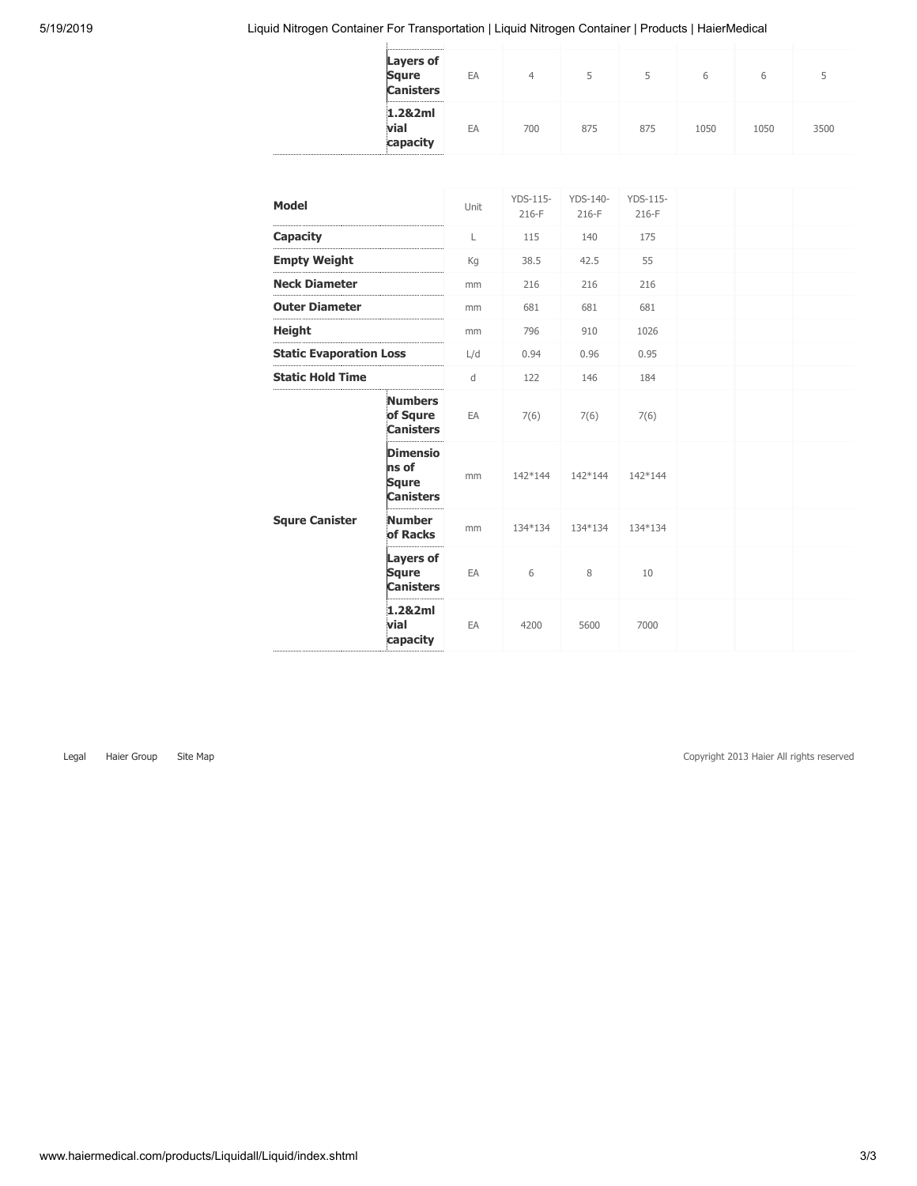| | | | | | | | | |
|---|---|---|---|---|---|---|---|---|
| | **Layers of Squre Canisters** | EA | 4 | 5 | 5 | 6 | 6 | 5 |
| | **1.2&2ml vial capacity** | EA | 700 | 875 | 875 | 1050 | 1050 | 3500 |

| **Model** | | Unit | YDS-115-216-F | YDS-140-216-F | YDS-115-216-F | | | |
|---|---|---|---|---|---|---|---|---|
| **Capacity** | | L | 115 | 140 | 175 | | | |
| **Empty Weight** | | Kg | 38.5 | 42.5 | 55 | | | |
| **Neck Diameter** | | mm | 216 | 216 | 216 | | | |
| **Outer Diameter** | | mm | 681 | 681 | 681 | | | |
| **Height** | | mm | 796 | 910 | 1026 | | | |
| **Static Evaporation Loss** | | L/d | 0.94 | 0.96 | 0.95 | | | |
| **Static Hold Time** | | d | 122 | 146 | 184 | | | |
| **Squre Canister** | **Numbers of Squre Canisters** | EA | 7(6) | 7(6) | 7(6) | | | |
| | **Dimensions of Squre Canisters** | mm | 142*144 | 142*144 | 142*144 | | | |
| | **Number of Racks** | mm | 134*134 | 134*134 | 134*134 | | | |
| | **Layers of Squre Canisters** | EA | 6 | 8 | 10 | | | |
| | **1.2&2ml vial capacity** | EA | 4200 | 5600 | 7000 | | | |

Legal Haier Group Site Map

Copyright 2013 Haier All rights reserved